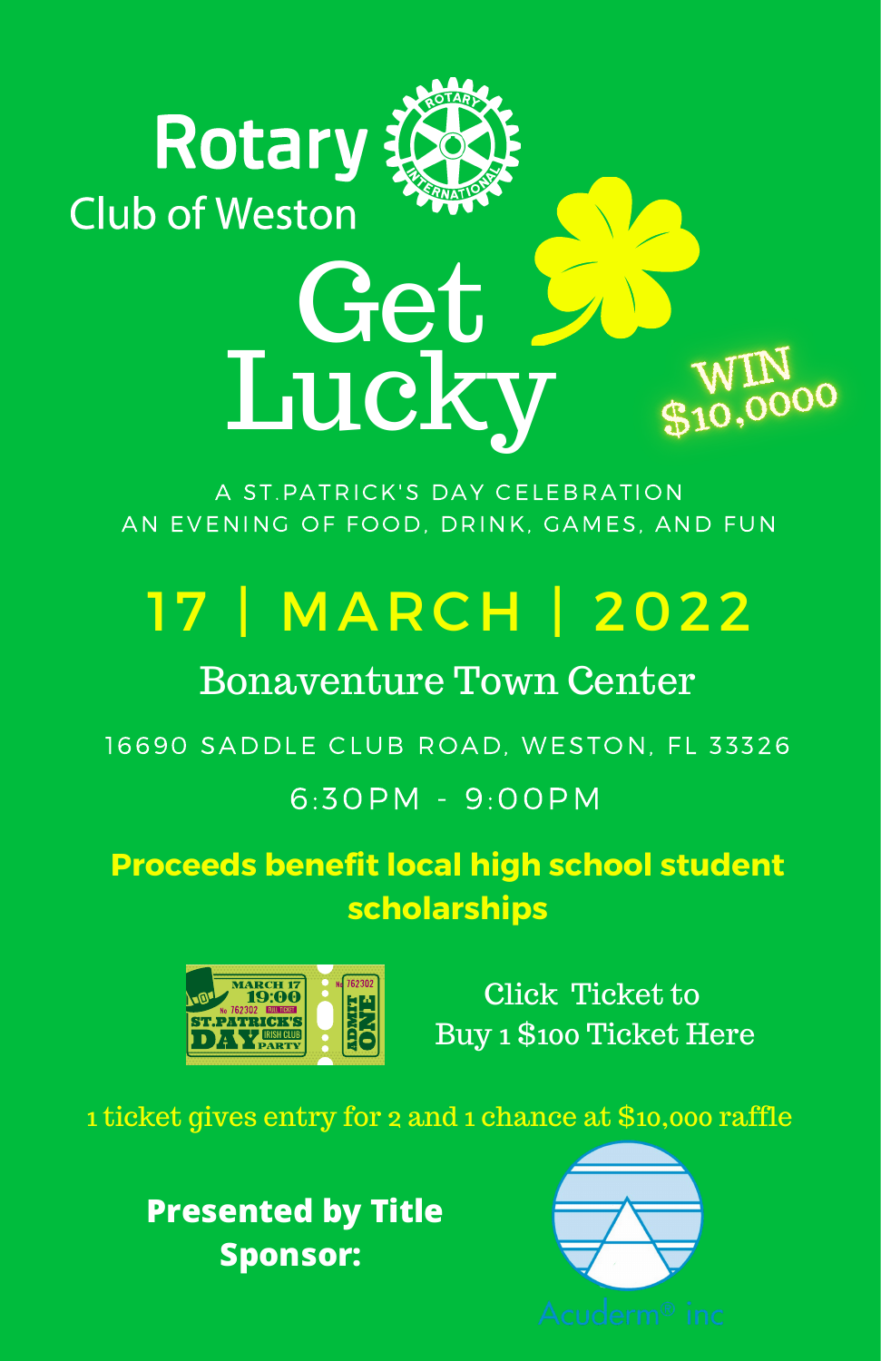# Rotary Club of Weston

# Get Lucky

WIN $10,0000

A ST.PATRICK'S DAY CELEBRATION
AN EVENING OF FOOD, DRINK, GAMES, AND FUN

## 17 | MARCH | 2022

### Bonaventure Town Center

16690 SADDLE CLUB ROAD, WESTON, FL 33326

6:30PM - 9:00PM

**Proceeds benefit local high school student scholarships**

MARCH 17 19:00 No 762302 FULL TICKET ST.PATRICK'S DAY IRISH CLUB PARTY No 762302 ADMIT ONE

Click Ticket to
Buy 1 $100 Ticket Here

1 ticket gives entry for 2 and 1 chance at $10,000 raffle

**Presented by Title Sponsor:**

Acuderm® inc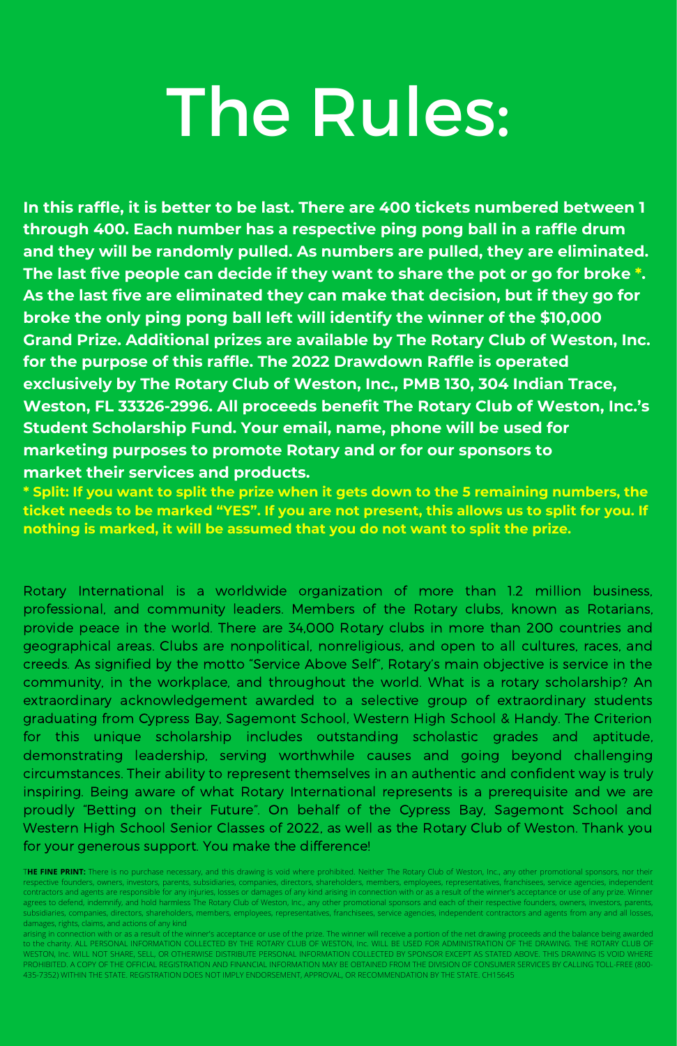# The Rules:

**In this raffle, it is better to be last. There are 400 tickets numbered between 1 through 400. Each number has a respective ping pong ball in a raffle drum and they will be randomly pulled. As numbers are pulled, they are eliminated. The last five people can decide if they want to share the pot or go for broke *. As the last five are eliminated they can make that decision, but if they go for broke the only ping pong ball left will identify the winner of the $10,000 Grand Prize. Additional prizes are available by The Rotary Club of Weston, Inc. for the purpose of this raffle. The 2022 Drawdown Raffle is operated exclusively by The Rotary Club of Weston, Inc., PMB 130, 304 Indian Trace, Weston, FL 33326-2996. All proceeds benefit The Rotary Club of Weston, Inc.'s Student Scholarship Fund. Your email, name, phone will be used for marketing purposes to promote Rotary and or for our sponsors to market their services and products.**

**\* Split: If you want to split the prize when it gets down to the 5 remaining numbers, the ticket needs to be marked "YES". If you are not present, this allows us to split for you. If nothing is marked, it will be assumed that you do not want to split the prize.**

Rotary International is a worldwide organization of more than 1.2 million business, professional, and community leaders. Members of the Rotary clubs, known as Rotarians, provide peace in the world. There are 34,000 Rotary clubs in more than 200 countries and geographical areas. Clubs are nonpolitical, nonreligious, and open to all cultures, races, and creeds. As signified by the motto "Service Above Self", Rotary's main objective is service in the community, in the workplace, and throughout the world. What is a rotary scholarship? An extraordinary acknowledgement awarded to a selective group of extraordinary students graduating from Cypress Bay, Sagemont School, Western High School & Handy. The Criterion for this unique scholarship includes outstanding scholastic grades and aptitude, demonstrating leadership, serving worthwhile causes and going beyond challenging circumstances. Their ability to represent themselves in an authentic and confident way is truly inspiring. Being aware of what Rotary International represents is a prerequisite and we are proudly "Betting on their Future". On behalf of the Cypress Bay, Sagemont School and Western High School Senior Classes of 2022, as well as the Rotary Club of Weston. Thank you for your generous support. You make the difference!

**THE FINE PRINT:** There is no purchase necessary, and this drawing is void where prohibited. Neither The Rotary Club of Weston, Inc., any other promotional sponsors, nor their respective founders, owners, investors, parents, subsidiaries, companies, directors, shareholders, members, employees, representatives, franchisees, service agencies, independent contractors and agents are responsible for any injuries, losses or damages of any kind arising in connection with or as a result of the winner's acceptance or use of any prize. Winner agrees to defend, indemnify, and hold harmless The Rotary Club of Weston, Inc., any other promotional sponsors and each of their respective founders, owners, investors, parents, subsidiaries, companies, directors, shareholders, members, employees, representatives, franchisees, service agencies, independent contractors and agents from any and all losses, damages, rights, claims, and actions of any kind
arising in connection with or as a result of the winner's acceptance or use of the prize. The winner will receive a portion of the net drawing proceeds and the balance being awarded to the charity. ALL PERSONAL INFORMATION COLLECTED BY THE ROTARY CLUB OF WESTON, Inc. WILL BE USED FOR ADMINISTRATION OF THE DRAWING. THE ROTARY CLUB OF WESTON, Inc. WILL NOT SHARE, SELL, OR OTHERWISE DISTRIBUTE PERSONAL INFORMATION COLLECTED BY SPONSOR EXCEPT AS STATED ABOVE. THIS DRAWING IS VOID WHERE PROHIBITED. A COPY OF THE OFFICIAL REGISTRATION AND FINANCIAL INFORMATION MAY BE OBTAINED FROM THE DIVISION OF CONSUMER SERVICES BY CALLING TOLL-FREE (800-435-7352) WITHIN THE STATE. REGISTRATION DOES NOT IMPLY ENDORSEMENT, APPROVAL, OR RECOMMENDATION BY THE STATE. CH15645